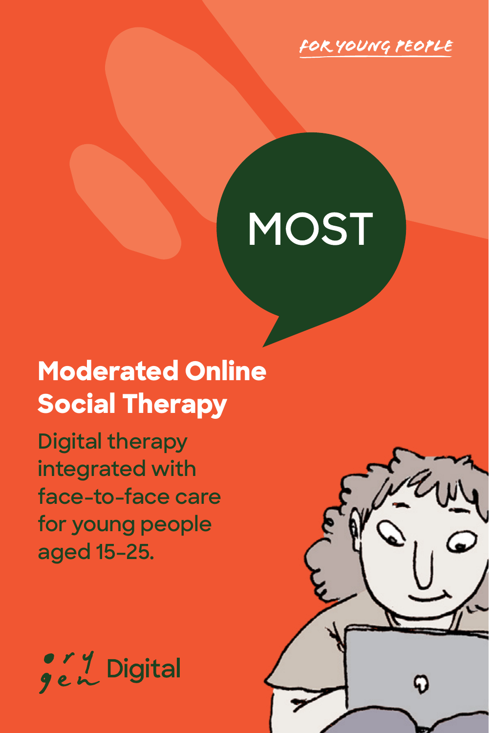FOR YOUNG PEOPLE

# MOST

## Moderated Online Social Therapy

Digital therapy integrated with face-to-face care for young people aged 15–25.

orygen Digital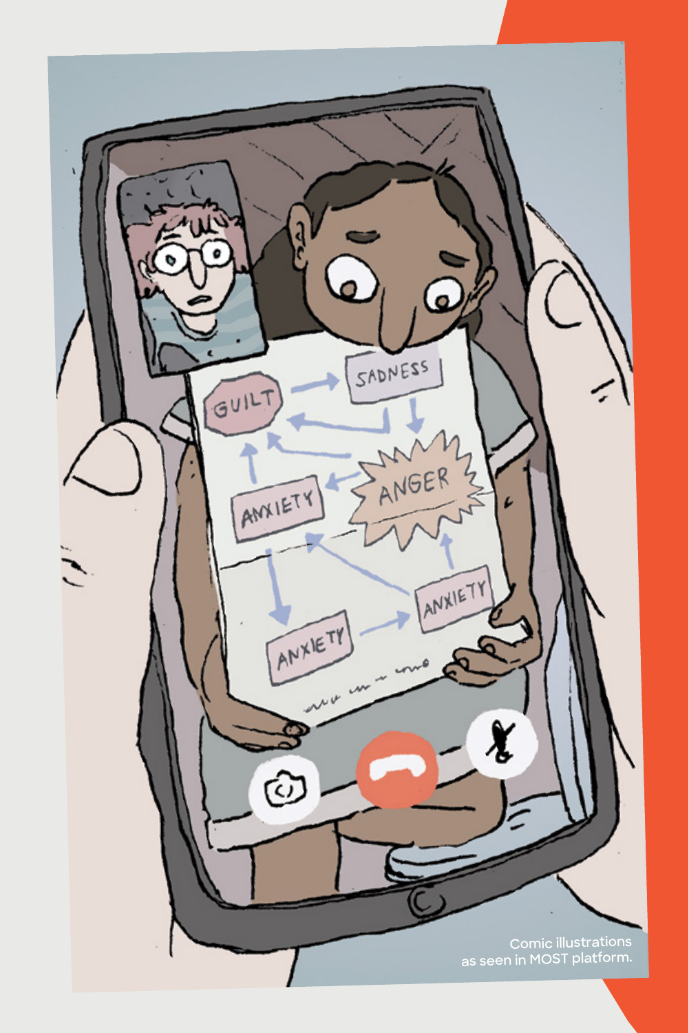Comic illustrations as seen in MOST platform.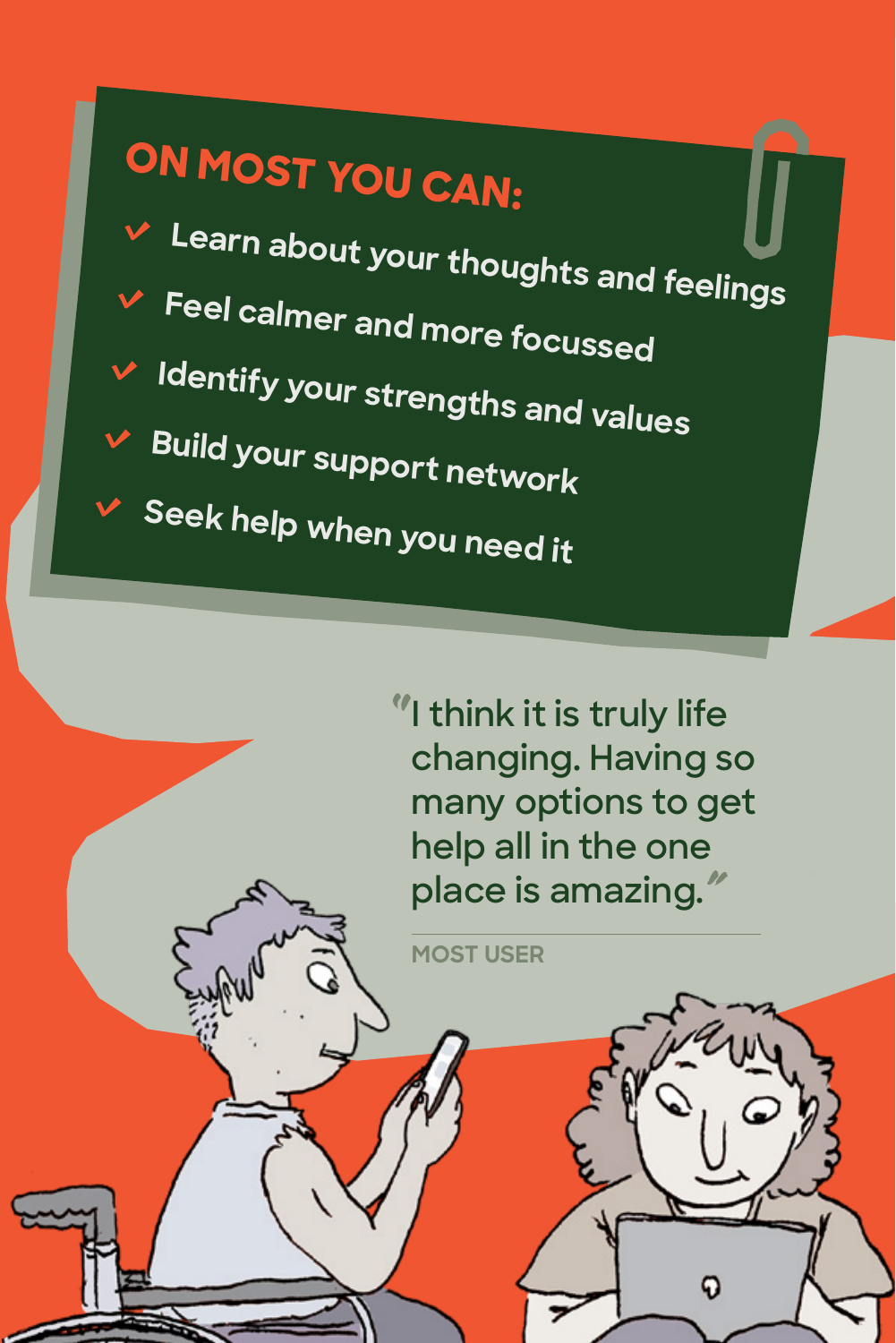## ON MOST YOU CAN:

- Learn about your thoughts and feelings
- Feel calmer and more focussed
- Identify your strengths and values
- Build your support network
- Seek help when you need it

> "I think it is truly life changing. Having so many options to get help all in the one place is amazing."
>
> MOST USER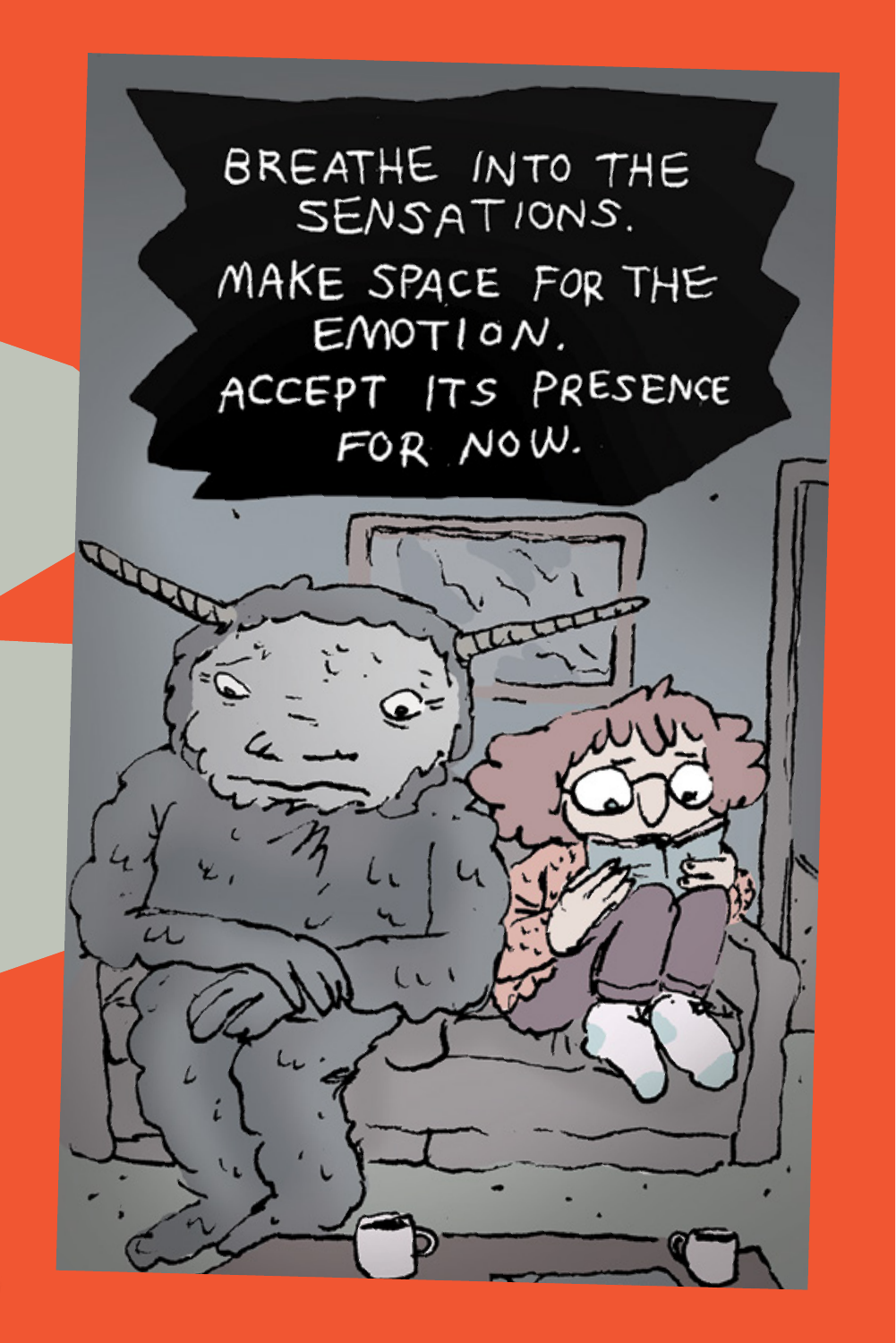BREATHE INTO THE SENSATIONS.

MAKE SPACE FOR THE EMOTION.

ACCEPT ITS PRESENCE FOR NOW.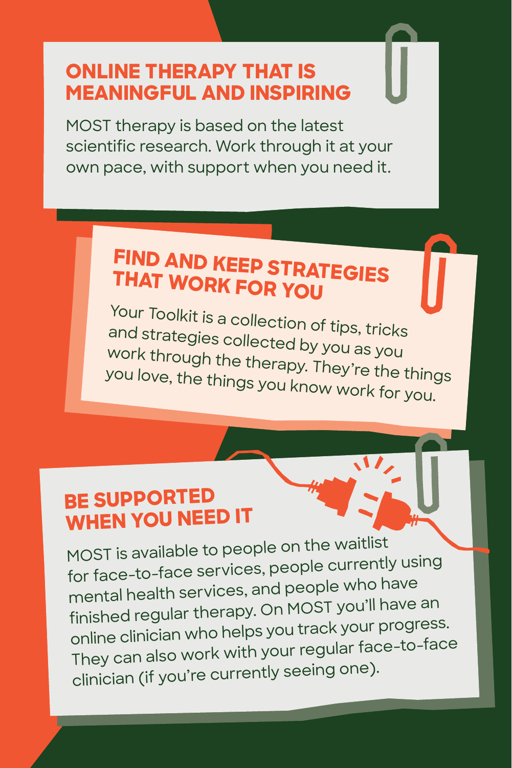## ONLINE THERAPY THAT IS MEANINGFUL AND INSPIRING

MOST therapy is based on the latest scientific research. Work through it at your own pace, with support when you need it.

## FIND AND KEEP STRATEGIES THAT WORK FOR YOU

Your Toolkit is a collection of tips, tricks and strategies collected by you as you work through the therapy. They're the things you love, the things you know work for you.

## BE SUPPORTED WHEN YOU NEED IT

MOST is available to people on the waitlist for face-to-face services, people currently using mental health services, and people who have finished regular therapy. On MOST you'll have an online clinician who helps you track your progress. They can also work with your regular face-to-face clinician (if you're currently seeing one).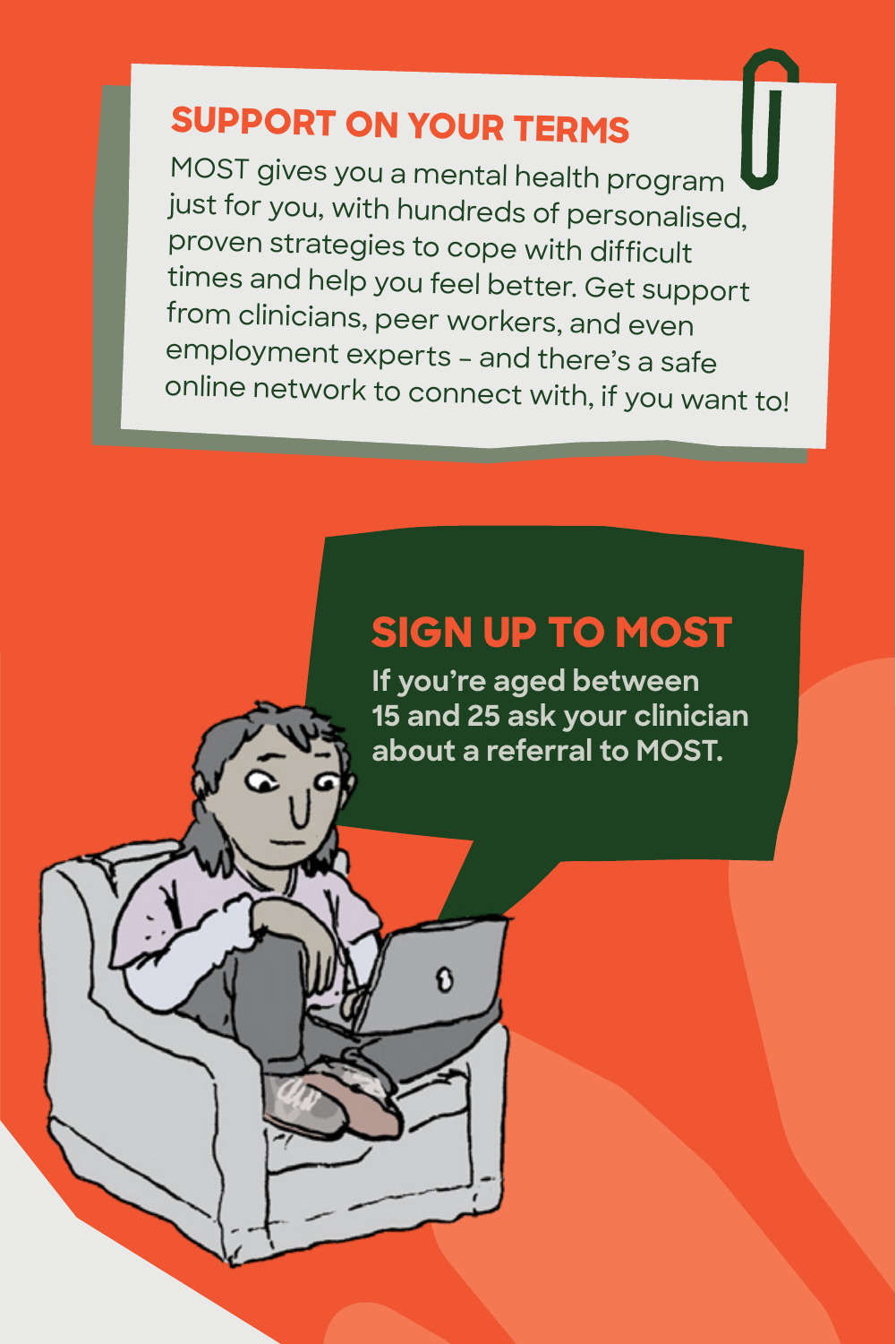## SUPPORT ON YOUR TERMS

MOST gives you a mental health program just for you, with hundreds of personalised, proven strategies to cope with difficult times and help you feel better. Get support from clinicians, peer workers, and even employment experts – and there's a safe online network to connect with, if you want to!

## SIGN UP TO MOST

**If you're aged between 15 and 25 ask your clinician about a referral to MOST.**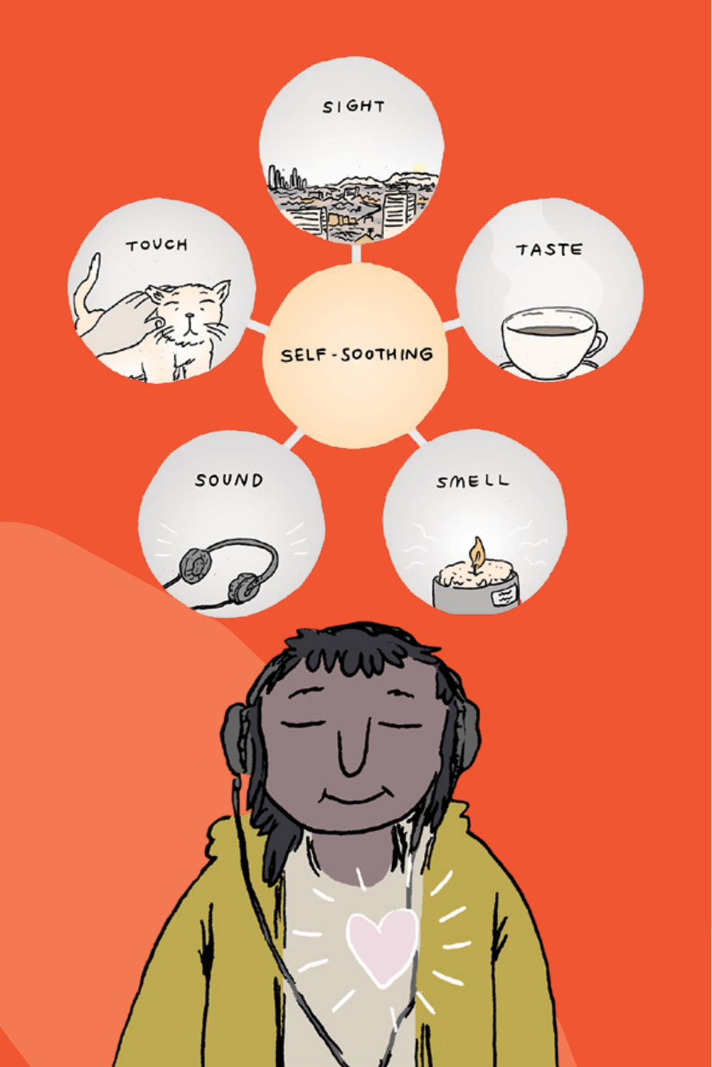SIGHT

TOUCH

TASTE

SELF-SOOTHING

SOUND

SMELL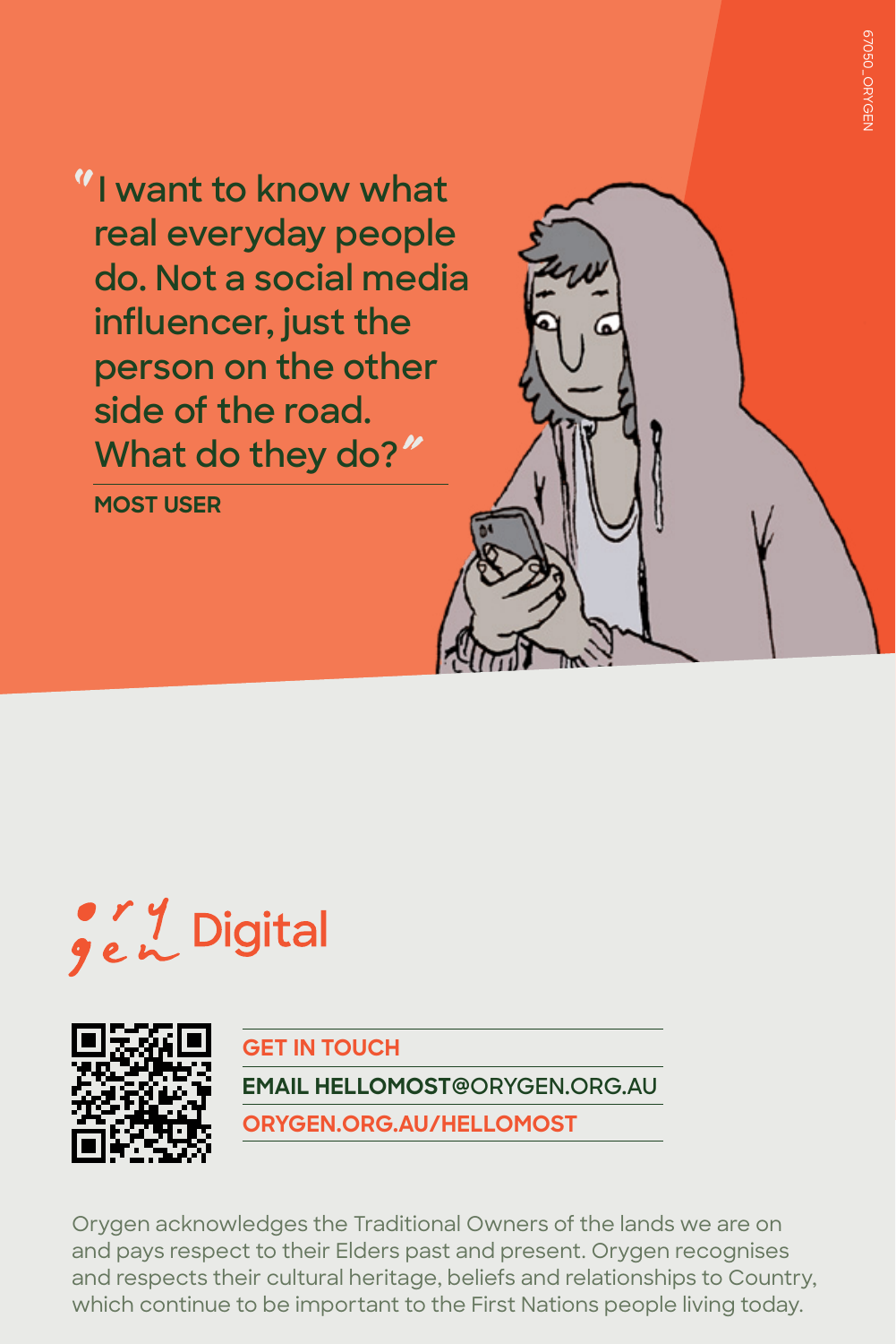"I want to know what real everyday people do. Not a social media influencer, just the person on the other side of the road. What do they do?"

**MOST USER**

orygen Digital

**GET IN TOUCH**

**EMAIL HELLOMOST@ORYGEN.ORG.AU**

**ORYGEN.ORG.AU/HELLOMOST**

Orygen acknowledges the Traditional Owners of the lands we are on and pays respect to their Elders past and present. Orygen recognises and respects their cultural heritage, beliefs and relationships to Country, which continue to be important to the First Nations people living today.